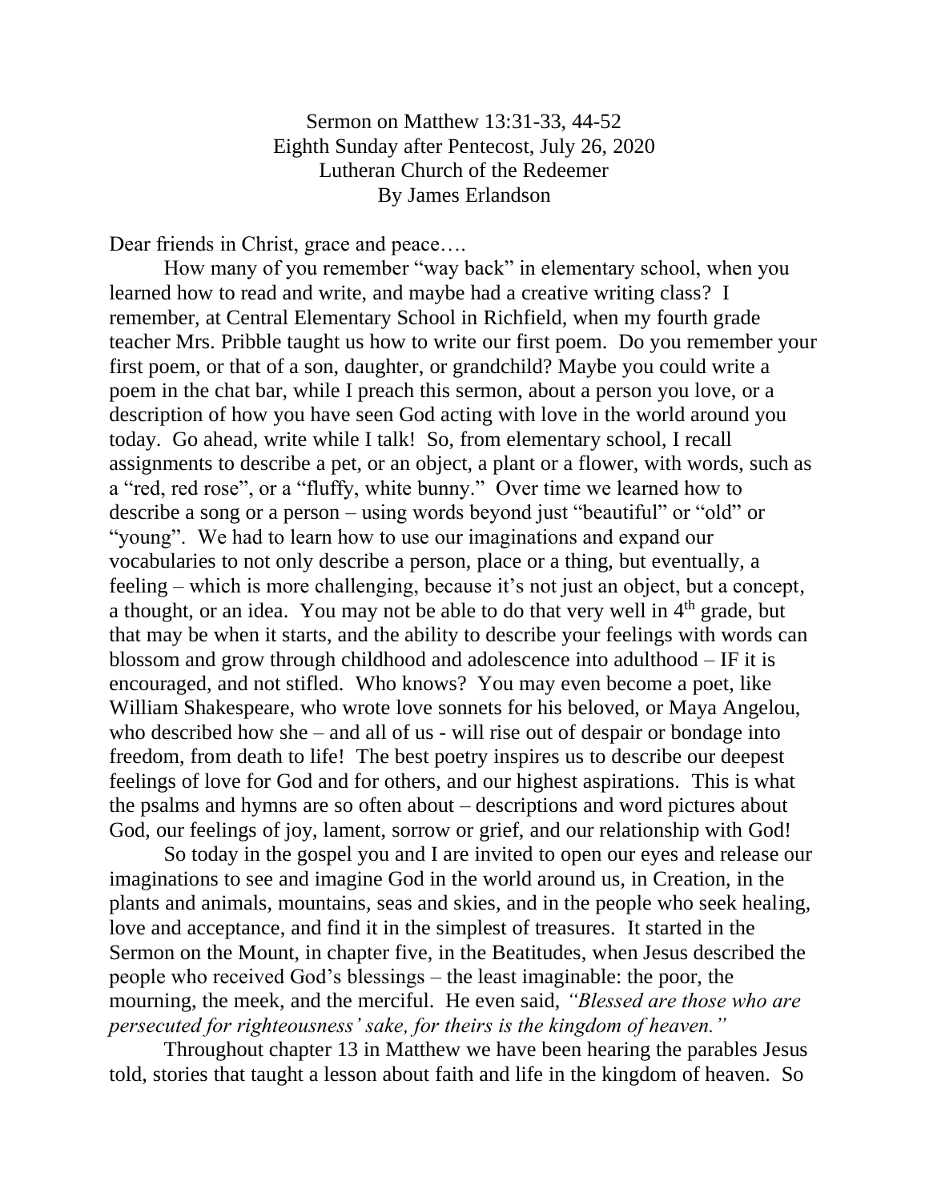Sermon on Matthew 13:31-33, 44-52
Eighth Sunday after Pentecost, July 26, 2020
Lutheran Church of the Redeemer
By James Erlandson

Dear friends in Christ, grace and peace….

How many of you remember "way back" in elementary school, when you learned how to read and write, and maybe had a creative writing class? I remember, at Central Elementary School in Richfield, when my fourth grade teacher Mrs. Pribble taught us how to write our first poem. Do you remember your first poem, or that of a son, daughter, or grandchild? Maybe you could write a poem in the chat bar, while I preach this sermon, about a person you love, or a description of how you have seen God acting with love in the world around you today. Go ahead, write while I talk! So, from elementary school, I recall assignments to describe a pet, or an object, a plant or a flower, with words, such as a "red, red rose", or a "fluffy, white bunny." Over time we learned how to describe a song or a person – using words beyond just "beautiful" or "old" or "young". We had to learn how to use our imaginations and expand our vocabularies to not only describe a person, place or a thing, but eventually, a feeling – which is more challenging, because it's not just an object, but a concept, a thought, or an idea. You may not be able to do that very well in 4th grade, but that may be when it starts, and the ability to describe your feelings with words can blossom and grow through childhood and adolescence into adulthood – IF it is encouraged, and not stifled. Who knows? You may even become a poet, like William Shakespeare, who wrote love sonnets for his beloved, or Maya Angelou, who described how she – and all of us - will rise out of despair or bondage into freedom, from death to life! The best poetry inspires us to describe our deepest feelings of love for God and for others, and our highest aspirations. This is what the psalms and hymns are so often about – descriptions and word pictures about God, our feelings of joy, lament, sorrow or grief, and our relationship with God!

So today in the gospel you and I are invited to open our eyes and release our imaginations to see and imagine God in the world around us, in Creation, in the plants and animals, mountains, seas and skies, and in the people who seek healing, love and acceptance, and find it in the simplest of treasures. It started in the Sermon on the Mount, in chapter five, in the Beatitudes, when Jesus described the people who received God's blessings – the least imaginable: the poor, the mourning, the meek, and the merciful. He even said, *"Blessed are those who are persecuted for righteousness' sake, for theirs is the kingdom of heaven."*

Throughout chapter 13 in Matthew we have been hearing the parables Jesus told, stories that taught a lesson about faith and life in the kingdom of heaven. So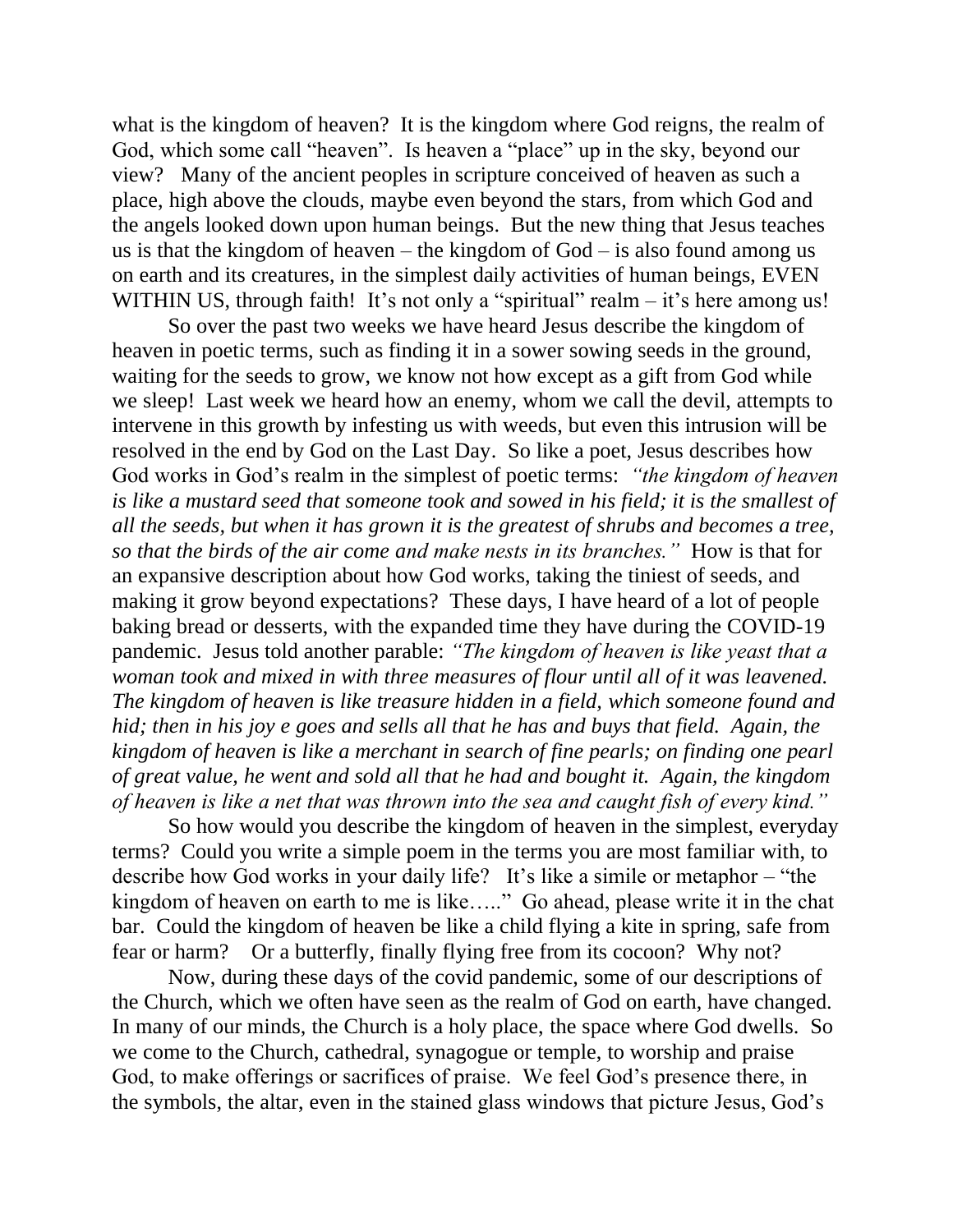what is the kingdom of heaven? It is the kingdom where God reigns, the realm of God, which some call "heaven". Is heaven a "place" up in the sky, beyond our view? Many of the ancient peoples in scripture conceived of heaven as such a place, high above the clouds, maybe even beyond the stars, from which God and the angels looked down upon human beings. But the new thing that Jesus teaches us is that the kingdom of heaven – the kingdom of God – is also found among us on earth and its creatures, in the simplest daily activities of human beings, EVEN WITHIN US, through faith! It's not only a "spiritual" realm – it's here among us!

So over the past two weeks we have heard Jesus describe the kingdom of heaven in poetic terms, such as finding it in a sower sowing seeds in the ground, waiting for the seeds to grow, we know not how except as a gift from God while we sleep! Last week we heard how an enemy, whom we call the devil, attempts to intervene in this growth by infesting us with weeds, but even this intrusion will be resolved in the end by God on the Last Day. So like a poet, Jesus describes how God works in God's realm in the simplest of poetic terms: *"the kingdom of heaven is like a mustard seed that someone took and sowed in his field; it is the smallest of all the seeds, but when it has grown it is the greatest of shrubs and becomes a tree, so that the birds of the air come and make nests in its branches."* How is that for an expansive description about how God works, taking the tiniest of seeds, and making it grow beyond expectations? These days, I have heard of a lot of people baking bread or desserts, with the expanded time they have during the COVID-19 pandemic. Jesus told another parable: *"The kingdom of heaven is like yeast that a woman took and mixed in with three measures of flour until all of it was leavened. The kingdom of heaven is like treasure hidden in a field, which someone found and hid; then in his joy e goes and sells all that he has and buys that field. Again, the kingdom of heaven is like a merchant in search of fine pearls; on finding one pearl of great value, he went and sold all that he had and bought it. Again, the kingdom of heaven is like a net that was thrown into the sea and caught fish of every kind."*

So how would you describe the kingdom of heaven in the simplest, everyday terms? Could you write a simple poem in the terms you are most familiar with, to describe how God works in your daily life? It's like a simile or metaphor – "the kingdom of heaven on earth to me is like….." Go ahead, please write it in the chat bar. Could the kingdom of heaven be like a child flying a kite in spring, safe from fear or harm? Or a butterfly, finally flying free from its cocoon? Why not?

Now, during these days of the covid pandemic, some of our descriptions of the Church, which we often have seen as the realm of God on earth, have changed. In many of our minds, the Church is a holy place, the space where God dwells. So we come to the Church, cathedral, synagogue or temple, to worship and praise God, to make offerings or sacrifices of praise. We feel God's presence there, in the symbols, the altar, even in the stained glass windows that picture Jesus, God's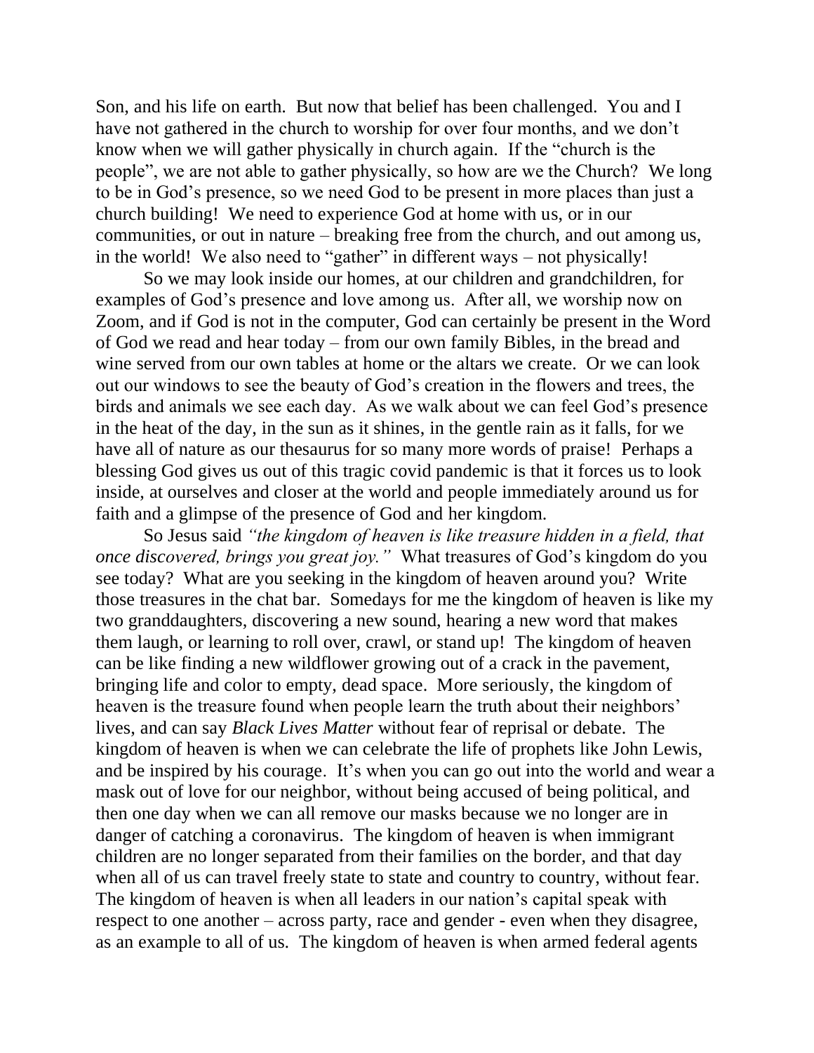Son, and his life on earth. But now that belief has been challenged. You and I have not gathered in the church to worship for over four months, and we don't know when we will gather physically in church again. If the "church is the people", we are not able to gather physically, so how are we the Church? We long to be in God's presence, so we need God to be present in more places than just a church building! We need to experience God at home with us, or in our communities, or out in nature – breaking free from the church, and out among us, in the world! We also need to "gather" in different ways – not physically!

So we may look inside our homes, at our children and grandchildren, for examples of God's presence and love among us. After all, we worship now on Zoom, and if God is not in the computer, God can certainly be present in the Word of God we read and hear today – from our own family Bibles, in the bread and wine served from our own tables at home or the altars we create. Or we can look out our windows to see the beauty of God's creation in the flowers and trees, the birds and animals we see each day. As we walk about we can feel God's presence in the heat of the day, in the sun as it shines, in the gentle rain as it falls, for we have all of nature as our thesaurus for so many more words of praise! Perhaps a blessing God gives us out of this tragic covid pandemic is that it forces us to look inside, at ourselves and closer at the world and people immediately around us for faith and a glimpse of the presence of God and her kingdom.

So Jesus said *"the kingdom of heaven is like treasure hidden in a field, that once discovered, brings you great joy."* What treasures of God's kingdom do you see today? What are you seeking in the kingdom of heaven around you? Write those treasures in the chat bar. Somedays for me the kingdom of heaven is like my two granddaughters, discovering a new sound, hearing a new word that makes them laugh, or learning to roll over, crawl, or stand up! The kingdom of heaven can be like finding a new wildflower growing out of a crack in the pavement, bringing life and color to empty, dead space. More seriously, the kingdom of heaven is the treasure found when people learn the truth about their neighbors' lives, and can say *Black Lives Matter* without fear of reprisal or debate. The kingdom of heaven is when we can celebrate the life of prophets like John Lewis, and be inspired by his courage. It's when you can go out into the world and wear a mask out of love for our neighbor, without being accused of being political, and then one day when we can all remove our masks because we no longer are in danger of catching a coronavirus. The kingdom of heaven is when immigrant children are no longer separated from their families on the border, and that day when all of us can travel freely state to state and country to country, without fear. The kingdom of heaven is when all leaders in our nation's capital speak with respect to one another – across party, race and gender - even when they disagree, as an example to all of us. The kingdom of heaven is when armed federal agents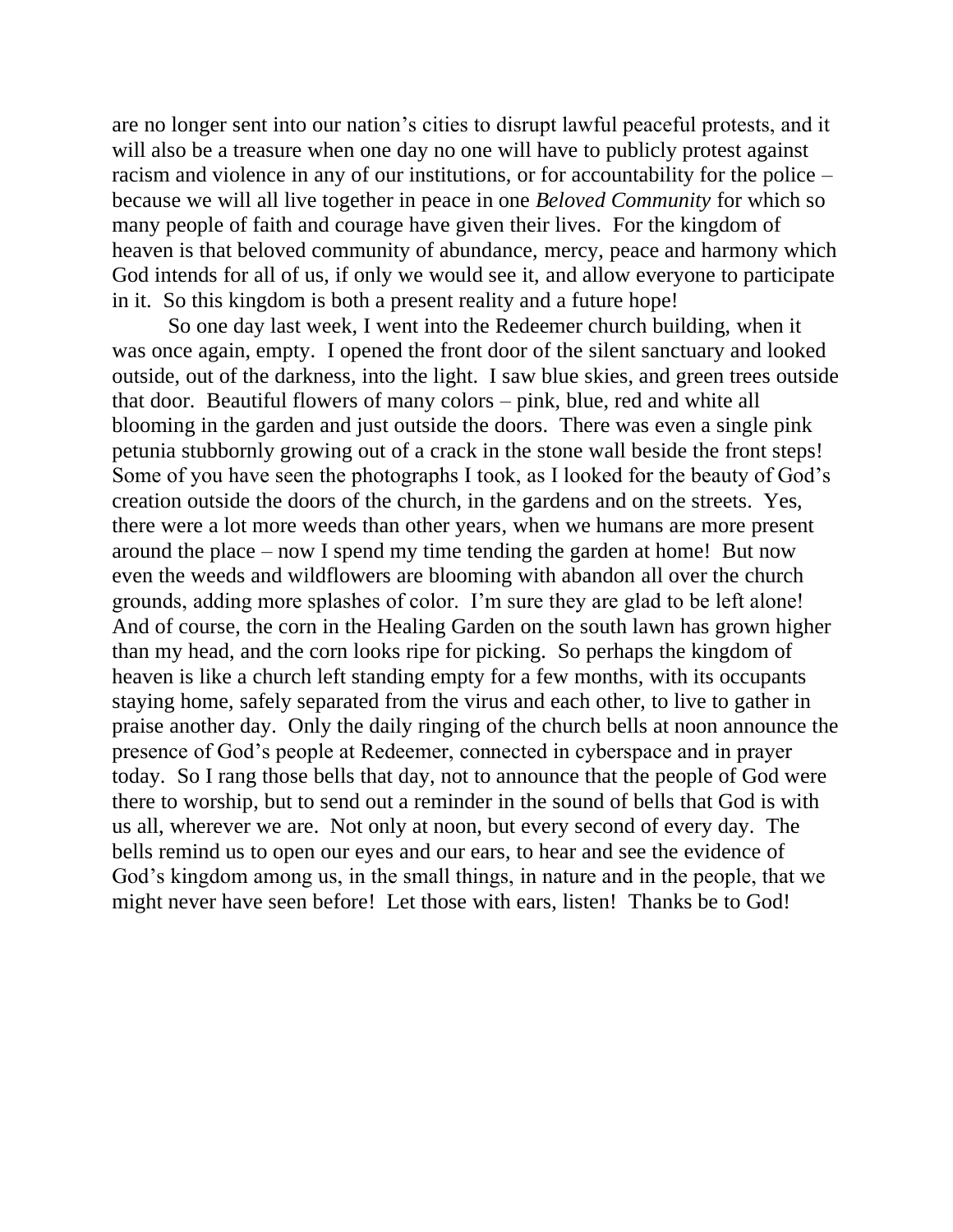are no longer sent into our nation's cities to disrupt lawful peaceful protests, and it will also be a treasure when one day no one will have to publicly protest against racism and violence in any of our institutions, or for accountability for the police – because we will all live together in peace in one *Beloved Community* for which so many people of faith and courage have given their lives. For the kingdom of heaven is that beloved community of abundance, mercy, peace and harmony which God intends for all of us, if only we would see it, and allow everyone to participate in it. So this kingdom is both a present reality and a future hope!

So one day last week, I went into the Redeemer church building, when it was once again, empty. I opened the front door of the silent sanctuary and looked outside, out of the darkness, into the light. I saw blue skies, and green trees outside that door. Beautiful flowers of many colors – pink, blue, red and white all blooming in the garden and just outside the doors. There was even a single pink petunia stubbornly growing out of a crack in the stone wall beside the front steps! Some of you have seen the photographs I took, as I looked for the beauty of God's creation outside the doors of the church, in the gardens and on the streets. Yes, there were a lot more weeds than other years, when we humans are more present around the place – now I spend my time tending the garden at home! But now even the weeds and wildflowers are blooming with abandon all over the church grounds, adding more splashes of color. I'm sure they are glad to be left alone! And of course, the corn in the Healing Garden on the south lawn has grown higher than my head, and the corn looks ripe for picking. So perhaps the kingdom of heaven is like a church left standing empty for a few months, with its occupants staying home, safely separated from the virus and each other, to live to gather in praise another day. Only the daily ringing of the church bells at noon announce the presence of God's people at Redeemer, connected in cyberspace and in prayer today. So I rang those bells that day, not to announce that the people of God were there to worship, but to send out a reminder in the sound of bells that God is with us all, wherever we are. Not only at noon, but every second of every day. The bells remind us to open our eyes and our ears, to hear and see the evidence of God's kingdom among us, in the small things, in nature and in the people, that we might never have seen before! Let those with ears, listen! Thanks be to God!